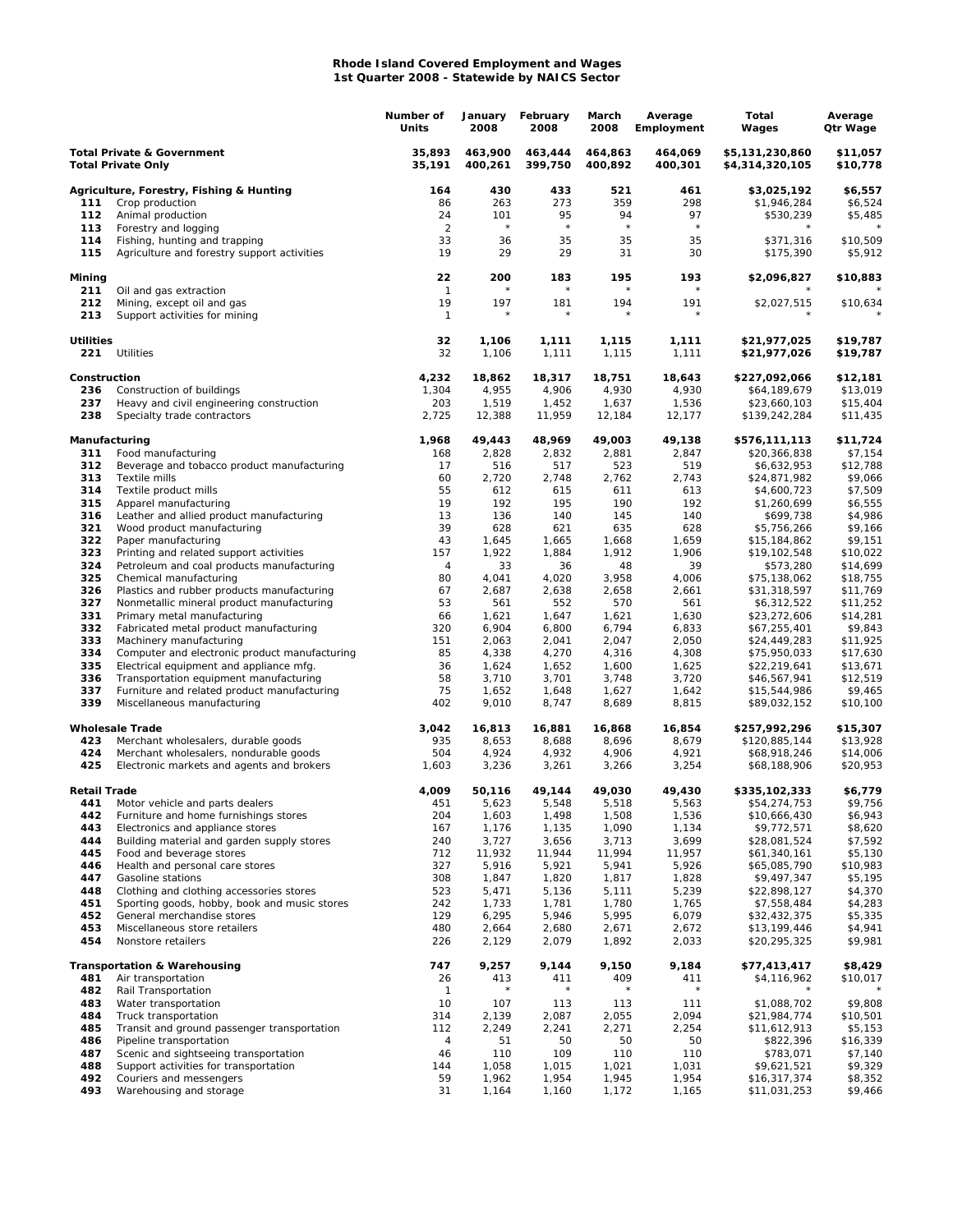**Rhode Island Covered Employment and Wages**
**1st Quarter 2008 - Statewide by NAICS Sector**

| | | Number of Units | January 2008 | February 2008 | March 2008 | Average Employment | Total Wages | Average Qtr Wage |
|---|---|---|---|---|---|---|---|---|
| **Total Private & Government** | | **35,893** | **463,900** | **463,444** | **464,863** | **464,069** | **$5,131,230,860** | **$11,057** |
| **Total Private Only** | | **35,191** | **400,261** | **399,750** | **400,892** | **400,301** | **$4,314,320,105** | **$10,778** |
| **Agriculture, Forestry, Fishing & Hunting** | | **164** | **430** | **433** | **521** | **461** | **$3,025,192** | **$6,557** |
| 111 | Crop production | 86 | 263 | 273 | 359 | 298 | $1,946,284 | $6,524 |
| 112 | Animal production | 24 | 101 | 95 | 94 | 97 | $530,239 | $5,485 |
| 113 | Forestry and logging | 2 | * | * | * | * | * | * |
| 114 | Fishing, hunting and trapping | 33 | 36 | 35 | 35 | 35 | $371,316 | $10,509 |
| 115 | Agriculture and forestry support activities | 19 | 29 | 29 | 31 | 30 | $175,390 | $5,912 |
| **Mining** | | **22** | **200** | **183** | **195** | **193** | **$2,096,827** | **$10,883** |
| 211 | Oil and gas extraction | 1 | * | * | * | * | * | * |
| 212 | Mining, except oil and gas | 19 | 197 | 181 | 194 | 191 | $2,027,515 | $10,634 |
| 213 | Support activities for mining | 1 | * | * | * | * | * | * |
| **Utilities** | | **32** | **1,106** | **1,111** | **1,115** | **1,111** | **$21,977,025** | **$19,787** |
| 221 | Utilities | 32 | 1,106 | 1,111 | 1,115 | 1,111 | $21,977,026 | $19,787 |
| **Construction** | | **4,232** | **18,862** | **18,317** | **18,751** | **18,643** | **$227,092,066** | **$12,181** |
| 236 | Construction of buildings | 1,304 | 4,955 | 4,906 | 4,930 | 4,930 | $64,189,679 | $13,019 |
| 237 | Heavy and civil engineering construction | 203 | 1,519 | 1,452 | 1,637 | 1,536 | $23,660,103 | $15,404 |
| 238 | Specialty trade contractors | 2,725 | 12,388 | 11,959 | 12,184 | 12,177 | $139,242,284 | $11,435 |
| **Manufacturing** | | **1,968** | **49,443** | **48,969** | **49,003** | **49,138** | **$576,111,113** | **$11,724** |
| 311 | Food manufacturing | 168 | 2,828 | 2,832 | 2,881 | 2,847 | $20,366,838 | $7,154 |
| 312 | Beverage and tobacco product manufacturing | 17 | 516 | 517 | 523 | 519 | $6,632,953 | $12,788 |
| 313 | Textile mills | 60 | 2,720 | 2,748 | 2,762 | 2,743 | $24,871,982 | $9,066 |
| 314 | Textile product mills | 55 | 612 | 615 | 611 | 613 | $4,600,723 | $7,509 |
| 315 | Apparel manufacturing | 19 | 192 | 195 | 190 | 192 | $1,260,699 | $6,555 |
| 316 | Leather and allied product manufacturing | 13 | 136 | 140 | 145 | 140 | $699,738 | $4,986 |
| 321 | Wood product manufacturing | 39 | 628 | 621 | 635 | 628 | $5,756,266 | $9,166 |
| 322 | Paper manufacturing | 43 | 1,645 | 1,665 | 1,668 | 1,659 | $15,184,862 | $9,151 |
| 323 | Printing and related support activities | 157 | 1,922 | 1,884 | 1,912 | 1,906 | $19,102,548 | $10,022 |
| 324 | Petroleum and coal products manufacturing | 4 | 33 | 36 | 48 | 39 | $573,280 | $14,699 |
| 325 | Chemical manufacturing | 80 | 4,041 | 4,020 | 3,958 | 4,006 | $75,138,062 | $18,755 |
| 326 | Plastics and rubber products manufacturing | 67 | 2,687 | 2,638 | 2,658 | 2,661 | $31,318,597 | $11,769 |
| 327 | Nonmetallic mineral product manufacturing | 53 | 561 | 552 | 570 | 561 | $6,312,522 | $11,252 |
| 331 | Primary metal manufacturing | 66 | 1,621 | 1,647 | 1,621 | 1,630 | $23,272,606 | $14,281 |
| 332 | Fabricated metal product manufacturing | 320 | 6,904 | 6,800 | 6,794 | 6,833 | $67,255,401 | $9,843 |
| 333 | Machinery manufacturing | 151 | 2,063 | 2,041 | 2,047 | 2,050 | $24,449,283 | $11,925 |
| 334 | Computer and electronic product manufacturing | 85 | 4,338 | 4,270 | 4,316 | 4,308 | $75,950,033 | $17,630 |
| 335 | Electrical equipment and appliance mfg. | 36 | 1,624 | 1,652 | 1,600 | 1,625 | $22,219,641 | $13,671 |
| 336 | Transportation equipment manufacturing | 58 | 3,710 | 3,701 | 3,748 | 3,720 | $46,567,941 | $12,519 |
| 337 | Furniture and related product manufacturing | 75 | 1,652 | 1,648 | 1,627 | 1,642 | $15,544,986 | $9,465 |
| 339 | Miscellaneous manufacturing | 402 | 9,010 | 8,747 | 8,689 | 8,815 | $89,032,152 | $10,100 |
| **Wholesale Trade** | | **3,042** | **16,813** | **16,881** | **16,868** | **16,854** | **$257,992,296** | **$15,307** |
| 423 | Merchant wholesalers, durable goods | 935 | 8,653 | 8,688 | 8,696 | 8,679 | $120,885,144 | $13,928 |
| 424 | Merchant wholesalers, nondurable goods | 504 | 4,924 | 4,932 | 4,906 | 4,921 | $68,918,246 | $14,006 |
| 425 | Electronic markets and agents and brokers | 1,603 | 3,236 | 3,261 | 3,266 | 3,254 | $68,188,906 | $20,953 |
| **Retail Trade** | | **4,009** | **50,116** | **49,144** | **49,030** | **49,430** | **$335,102,333** | **$6,779** |
| 441 | Motor vehicle and parts dealers | 451 | 5,623 | 5,548 | 5,518 | 5,563 | $54,274,753 | $9,756 |
| 442 | Furniture and home furnishings stores | 204 | 1,603 | 1,498 | 1,508 | 1,536 | $10,666,430 | $6,943 |
| 443 | Electronics and appliance stores | 167 | 1,176 | 1,135 | 1,090 | 1,134 | $9,772,571 | $8,620 |
| 444 | Building material and garden supply stores | 240 | 3,727 | 3,656 | 3,713 | 3,699 | $28,081,524 | $7,592 |
| 445 | Food and beverage stores | 712 | 11,932 | 11,944 | 11,994 | 11,957 | $61,340,161 | $5,130 |
| 446 | Health and personal care stores | 327 | 5,916 | 5,921 | 5,941 | 5,926 | $65,085,790 | $10,983 |
| 447 | Gasoline stations | 308 | 1,847 | 1,820 | 1,817 | 1,828 | $9,497,347 | $5,195 |
| 448 | Clothing and clothing accessories stores | 523 | 5,471 | 5,136 | 5,111 | 5,239 | $22,898,127 | $4,370 |
| 451 | Sporting goods, hobby, book and music stores | 242 | 1,733 | 1,781 | 1,780 | 1,765 | $7,558,484 | $4,283 |
| 452 | General merchandise stores | 129 | 6,295 | 5,946 | 5,995 | 6,079 | $32,432,375 | $5,335 |
| 453 | Miscellaneous store retailers | 480 | 2,664 | 2,680 | 2,671 | 2,672 | $13,199,446 | $4,941 |
| 454 | Nonstore retailers | 226 | 2,129 | 2,079 | 1,892 | 2,033 | $20,295,325 | $9,981 |
| **Transportation & Warehousing** | | **747** | **9,257** | **9,144** | **9,150** | **9,184** | **$77,413,417** | **$8,429** |
| 481 | Air transportation | 26 | 413 | 411 | 409 | 411 | $4,116,962 | $10,017 |
| 482 | Rail Transportation | 1 | * | * | * | * | * | * |
| 483 | Water transportation | 10 | 107 | 113 | 113 | 111 | $1,088,702 | $9,808 |
| 484 | Truck transportation | 314 | 2,139 | 2,087 | 2,055 | 2,094 | $21,984,774 | $10,501 |
| 485 | Transit and ground passenger transportation | 112 | 2,249 | 2,241 | 2,271 | 2,254 | $11,612,913 | $5,153 |
| 486 | Pipeline transportation | 4 | 51 | 50 | 50 | 50 | $822,396 | $16,339 |
| 487 | Scenic and sightseeing transportation | 46 | 110 | 109 | 110 | 110 | $783,071 | $7,140 |
| 488 | Support activities for transportation | 144 | 1,058 | 1,015 | 1,021 | 1,031 | $9,621,521 | $9,329 |
| 492 | Couriers and messengers | 59 | 1,962 | 1,954 | 1,945 | 1,954 | $16,317,374 | $8,352 |
| 493 | Warehousing and storage | 31 | 1,164 | 1,160 | 1,172 | 1,165 | $11,031,253 | $9,466 |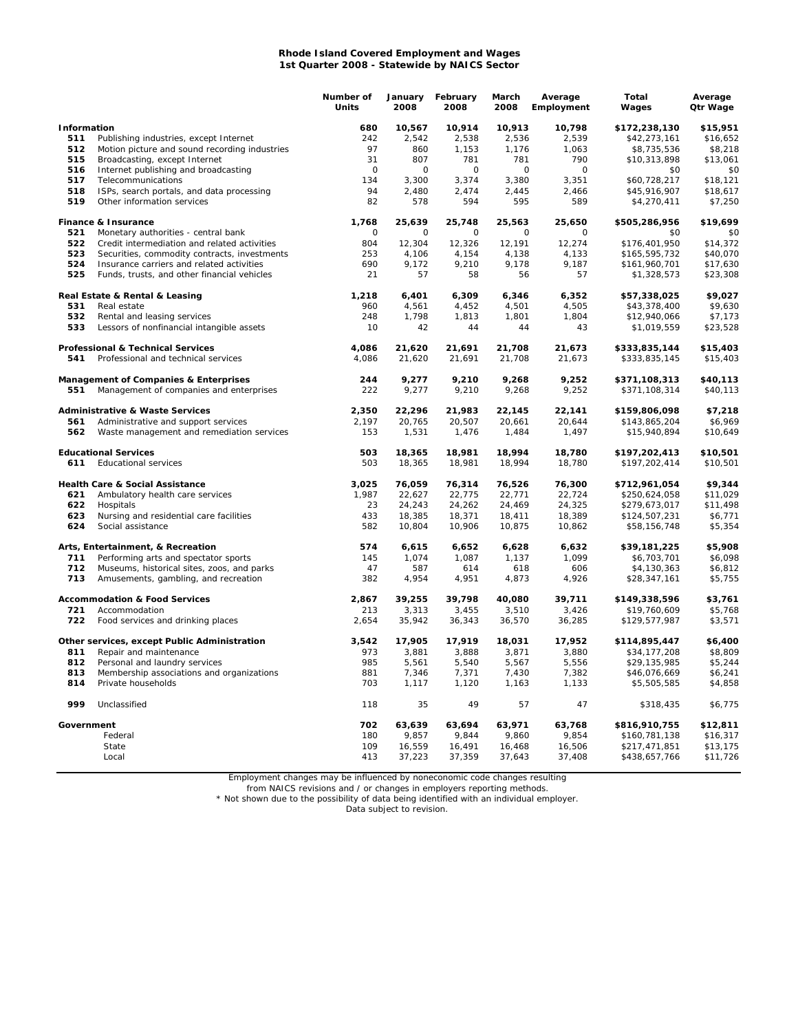# Rhode Island Covered Employment and Wages
## 1st Quarter 2008 - Statewide by NAICS Sector

| | | Number of Units | January 2008 | February 2008 | March 2008 | Average Employment | Total Wages | Average Qtr Wage |
|---|---|---|---|---|---|---|---|---|
| **Information** | | **680** | **10,567** | **10,914** | **10,913** | **10,798** | **$172,238,130** | **$15,951** |
| 511 | Publishing industries, except Internet | 242 | 2,542 | 2,538 | 2,536 | 2,539 | $42,273,161 | $16,652 |
| 512 | Motion picture and sound recording industries | 97 | 860 | 1,153 | 1,176 | 1,063 | $8,735,536 | $8,218 |
| 515 | Broadcasting, except Internet | 31 | 807 | 781 | 781 | 790 | $10,313,898 | $13,061 |
| 516 | Internet publishing and broadcasting | 0 | 0 | 0 | 0 | 0 | $0 | $0 |
| 517 | Telecommunications | 134 | 3,300 | 3,374 | 3,380 | 3,351 | $60,728,217 | $18,121 |
| 518 | ISPs, search portals, and data processing | 94 | 2,480 | 2,474 | 2,445 | 2,466 | $45,916,907 | $18,617 |
| 519 | Other information services | 82 | 578 | 594 | 595 | 589 | $4,270,411 | $7,250 |
| **Finance & Insurance** | | **1,768** | **25,639** | **25,748** | **25,563** | **25,650** | **$505,286,956** | **$19,699** |
| 521 | Monetary authorities - central bank | 0 | 0 | 0 | 0 | 0 | $0 | $0 |
| 522 | Credit intermediation and related activities | 804 | 12,304 | 12,326 | 12,191 | 12,274 | $176,401,950 | $14,372 |
| 523 | Securities, commodity contracts, investments | 253 | 4,106 | 4,154 | 4,138 | 4,133 | $165,595,732 | $40,070 |
| 524 | Insurance carriers and related activities | 690 | 9,172 | 9,210 | 9,178 | 9,187 | $161,960,701 | $17,630 |
| 525 | Funds, trusts, and other financial vehicles | 21 | 57 | 58 | 56 | 57 | $1,328,573 | $23,308 |
| **Real Estate & Rental & Leasing** | | **1,218** | **6,401** | **6,309** | **6,346** | **6,352** | **$57,338,025** | **$9,027** |
| 531 | Real estate | 960 | 4,561 | 4,452 | 4,501 | 4,505 | $43,378,400 | $9,630 |
| 532 | Rental and leasing services | 248 | 1,798 | 1,813 | 1,801 | 1,804 | $12,940,066 | $7,173 |
| 533 | Lessors of nonfinancial intangible assets | 10 | 42 | 44 | 44 | 43 | $1,019,559 | $23,528 |
| **Professional & Technical Services** | | **4,086** | **21,620** | **21,691** | **21,708** | **21,673** | **$333,835,144** | **$15,403** |
| 541 | Professional and technical services | 4,086 | 21,620 | 21,691 | 21,708 | 21,673 | $333,835,145 | $15,403 |
| **Management of Companies & Enterprises** | | **244** | **9,277** | **9,210** | **9,268** | **9,252** | **$371,108,313** | **$40,113** |
| 551 | Management of companies and enterprises | 222 | 9,277 | 9,210 | 9,268 | 9,252 | $371,108,314 | $40,113 |
| **Administrative & Waste Services** | | **2,350** | **22,296** | **21,983** | **22,145** | **22,141** | **$159,806,098** | **$7,218** |
| 561 | Administrative and support services | 2,197 | 20,765 | 20,507 | 20,661 | 20,644 | $143,865,204 | $6,969 |
| 562 | Waste management and remediation services | 153 | 1,531 | 1,476 | 1,484 | 1,497 | $15,940,894 | $10,649 |
| **Educational Services** | | **503** | **18,365** | **18,981** | **18,994** | **18,780** | **$197,202,413** | **$10,501** |
| 611 | Educational services | 503 | 18,365 | 18,981 | 18,994 | 18,780 | $197,202,414 | $10,501 |
| **Health Care & Social Assistance** | | **3,025** | **76,059** | **76,314** | **76,526** | **76,300** | **$712,961,054** | **$9,344** |
| 621 | Ambulatory health care services | 1,987 | 22,627 | 22,775 | 22,771 | 22,724 | $250,624,058 | $11,029 |
| 622 | Hospitals | 23 | 24,243 | 24,262 | 24,469 | 24,325 | $279,673,017 | $11,498 |
| 623 | Nursing and residential care facilities | 433 | 18,385 | 18,371 | 18,411 | 18,389 | $124,507,231 | $6,771 |
| 624 | Social assistance | 582 | 10,804 | 10,906 | 10,875 | 10,862 | $58,156,748 | $5,354 |
| **Arts, Entertainment, & Recreation** | | **574** | **6,615** | **6,652** | **6,628** | **6,632** | **$39,181,225** | **$5,908** |
| 711 | Performing arts and spectator sports | 145 | 1,074 | 1,087 | 1,137 | 1,099 | $6,703,701 | $6,098 |
| 712 | Museums, historical sites, zoos, and parks | 47 | 587 | 614 | 618 | 606 | $4,130,363 | $6,812 |
| 713 | Amusements, gambling, and recreation | 382 | 4,954 | 4,951 | 4,873 | 4,926 | $28,347,161 | $5,755 |
| **Accommodation & Food Services** | | **2,867** | **39,255** | **39,798** | **40,080** | **39,711** | **$149,338,596** | **$3,761** |
| 721 | Accommodation | 213 | 3,313 | 3,455 | 3,510 | 3,426 | $19,760,609 | $5,768 |
| 722 | Food services and drinking places | 2,654 | 35,942 | 36,343 | 36,570 | 36,285 | $129,577,987 | $3,571 |
| **Other services, except Public Administration** | | **3,542** | **17,905** | **17,919** | **18,031** | **17,952** | **$114,895,447** | **$6,400** |
| 811 | Repair and maintenance | 973 | 3,881 | 3,888 | 3,871 | 3,880 | $34,177,208 | $8,809 |
| 812 | Personal and laundry services | 985 | 5,561 | 5,540 | 5,567 | 5,556 | $29,135,985 | $5,244 |
| 813 | Membership associations and organizations | 881 | 7,346 | 7,371 | 7,430 | 7,382 | $46,076,669 | $6,241 |
| 814 | Private households | 703 | 1,117 | 1,120 | 1,163 | 1,133 | $5,505,585 | $4,858 |
| 999 | Unclassified | 118 | 35 | 49 | 57 | 47 | $318,435 | $6,775 |
| **Government** | | **702** | **63,639** | **63,694** | **63,971** | **63,768** | **$816,910,755** | **$12,811** |
| | Federal | 180 | 9,857 | 9,844 | 9,860 | 9,854 | $160,781,138 | $16,317 |
| | State | 109 | 16,559 | 16,491 | 16,468 | 16,506 | $217,471,851 | $13,175 |
| | Local | 413 | 37,223 | 37,359 | 37,643 | 37,408 | $438,657,766 | $11,726 |

Employment changes may be influenced by noneconomic code changes resulting from NAICS revisions and / or changes in employers reporting methods.

* Not shown due to the possibility of data being identified with an individual employer.

Data subject to revision.